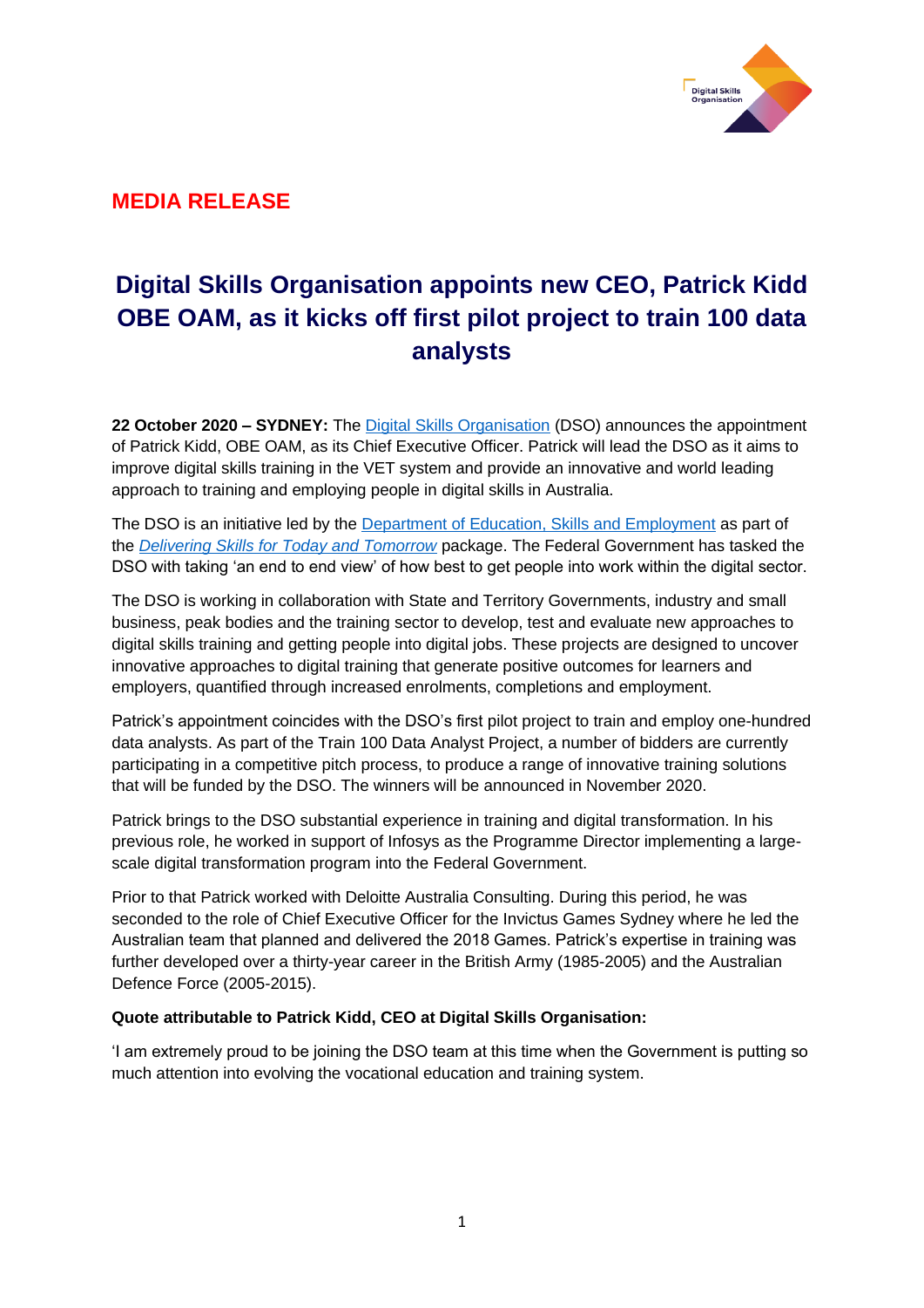**MEDIA RELEASE**

# Digital Skills Organisation appoints new CEO, Patrick Kidd OBE OAM, as it kicks off first pilot project to train 100 data analysts

**22 October 2020 – SYDNEY:** The Digital Skills Organisation (DSO) announces the appointment of Patrick Kidd, OBE OAM, as its Chief Executive Officer. Patrick will lead the DSO as it aims to improve digital skills training in the VET system and provide an innovative and world leading approach to training and employing people in digital skills in Australia.

The DSO is an initiative led by the Department of Education, Skills and Employment as part of the *Delivering Skills for Today and Tomorrow* package. The Federal Government has tasked the DSO with taking 'an end to end view' of how best to get people into work within the digital sector.

The DSO is working in collaboration with State and Territory Governments, industry and small business, peak bodies and the training sector to develop, test and evaluate new approaches to digital skills training and getting people into digital jobs. These projects are designed to uncover innovative approaches to digital training that generate positive outcomes for learners and employers, quantified through increased enrolments, completions and employment.

Patrick's appointment coincides with the DSO's first pilot project to train and employ one-hundred data analysts. As part of the Train 100 Data Analyst Project, a number of bidders are currently participating in a competitive pitch process, to produce a range of innovative training solutions that will be funded by the DSO. The winners will be announced in November 2020.

Patrick brings to the DSO substantial experience in training and digital transformation. In his previous role, he worked in support of Infosys as the Programme Director implementing a large-scale digital transformation program into the Federal Government.

Prior to that Patrick worked with Deloitte Australia Consulting. During this period, he was seconded to the role of Chief Executive Officer for the Invictus Games Sydney where he led the Australian team that planned and delivered the 2018 Games. Patrick's expertise in training was further developed over a thirty-year career in the British Army (1985-2005) and the Australian Defence Force (2005-2015).

**Quote attributable to Patrick Kidd, CEO at Digital Skills Organisation:**

'I am extremely proud to be joining the DSO team at this time when the Government is putting so much attention into evolving the vocational education and training system.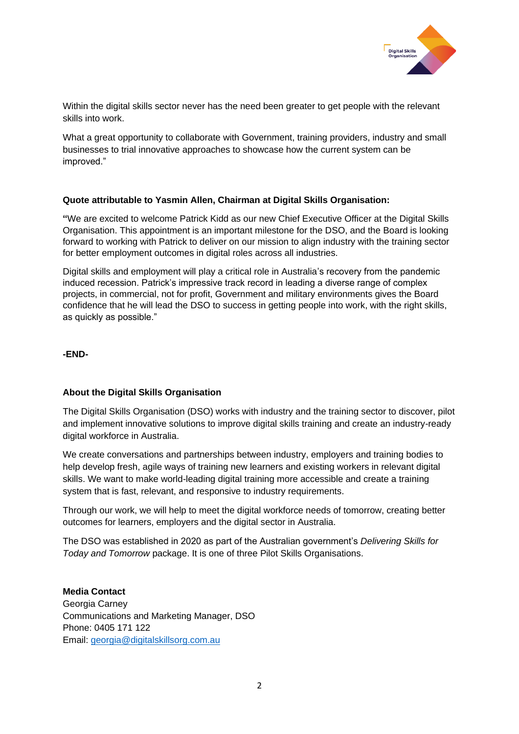Within the digital skills sector never has the need been greater to get people with the relevant skills into work.

What a great opportunity to collaborate with Government, training providers, industry and small businesses to trial innovative approaches to showcase how the current system can be improved."

**Quote attributable to Yasmin Allen, Chairman at Digital Skills Organisation:**

**"**We are excited to welcome Patrick Kidd as our new Chief Executive Officer at the Digital Skills Organisation. This appointment is an important milestone for the DSO, and the Board is looking forward to working with Patrick to deliver on our mission to align industry with the training sector for better employment outcomes in digital roles across all industries.

Digital skills and employment will play a critical role in Australia's recovery from the pandemic induced recession. Patrick's impressive track record in leading a diverse range of complex projects, in commercial, not for profit, Government and military environments gives the Board confidence that he will lead the DSO to success in getting people into work, with the right skills, as quickly as possible."

**-END-**

**About the Digital Skills Organisation**

The Digital Skills Organisation (DSO) works with industry and the training sector to discover, pilot and implement innovative solutions to improve digital skills training and create an industry-ready digital workforce in Australia.

We create conversations and partnerships between industry, employers and training bodies to help develop fresh, agile ways of training new learners and existing workers in relevant digital skills. We want to make world-leading digital training more accessible and create a training system that is fast, relevant, and responsive to industry requirements.

Through our work, we will help to meet the digital workforce needs of tomorrow, creating better outcomes for learners, employers and the digital sector in Australia.

The DSO was established in 2020 as part of the Australian government's *Delivering Skills for Today and Tomorrow* package. It is one of three Pilot Skills Organisations.

**Media Contact**
Georgia Carney
Communications and Marketing Manager, DSO
Phone: 0405 171 122
Email: georgia@digitalskillsorg.com.au